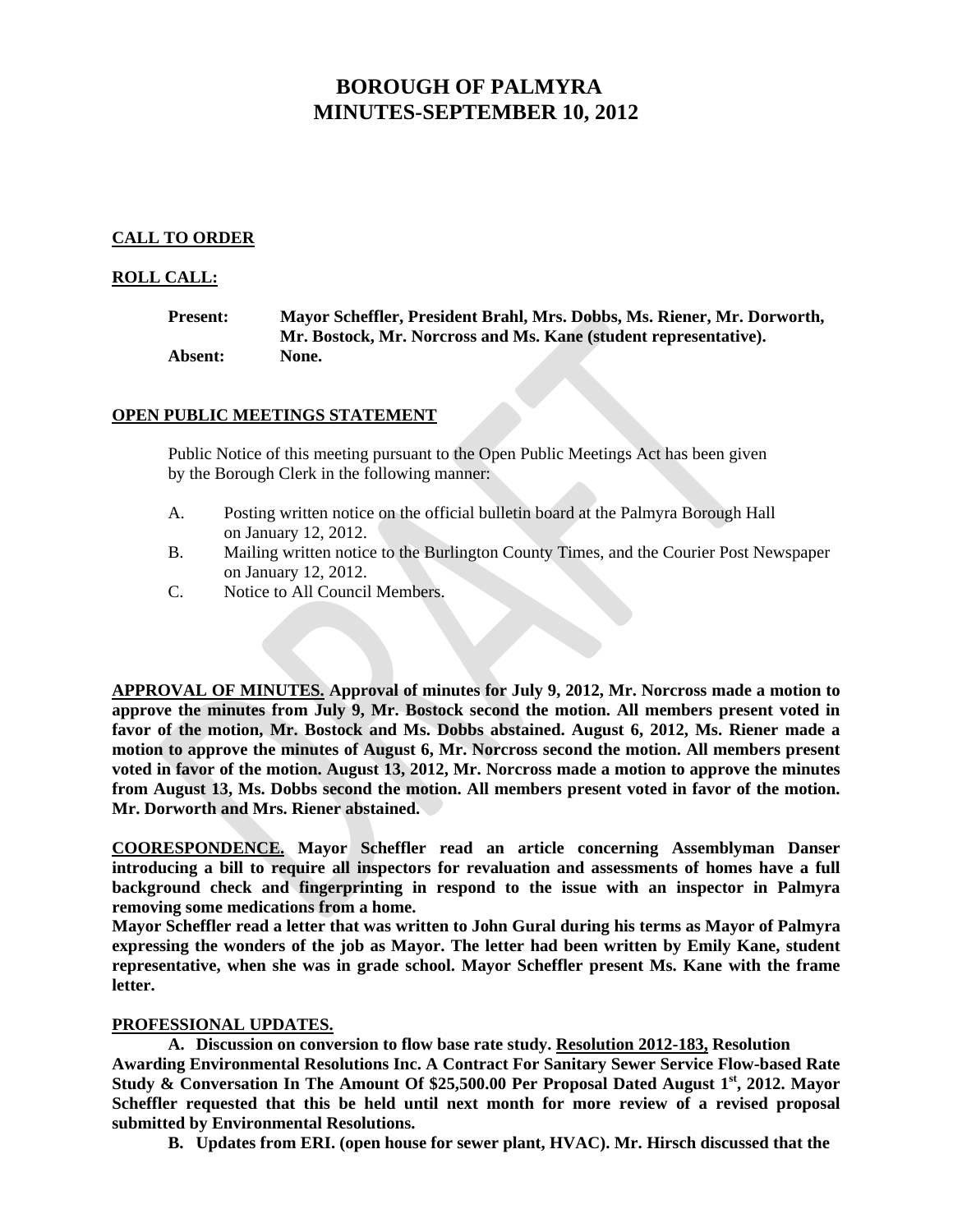# BOROUGH OF PALMYRA
# MINUTES-SEPTEMBER 10, 2012

**CALL TO ORDER**

**ROLL CALL:**

**Present:** **Mayor Scheffler, President Brahl, Mrs. Dobbs, Ms. Riener, Mr. Dorworth, Mr. Bostock, Mr. Norcross and Ms. Kane (student representative).**
**Absent:** **None.**

**OPEN PUBLIC MEETINGS STATEMENT**

Public Notice of this meeting pursuant to the Open Public Meetings Act has been given by the Borough Clerk in the following manner:

A. Posting written notice on the official bulletin board at the Palmyra Borough Hall on January 12, 2012.
B. Mailing written notice to the Burlington County Times, and the Courier Post Newspaper on January 12, 2012.
C. Notice to All Council Members.

**APPROVAL OF MINUTES. Approval of minutes for July 9, 2012, Mr. Norcross made a motion to approve the minutes from July 9, Mr. Bostock second the motion. All members present voted in favor of the motion, Mr. Bostock and Ms. Dobbs abstained. August 6, 2012, Ms. Riener made a motion to approve the minutes of August 6, Mr. Norcross second the motion. All members present voted in favor of the motion. August 13, 2012, Mr. Norcross made a motion to approve the minutes from August 13, Ms. Dobbs second the motion. All members present voted in favor of the motion. Mr. Dorworth and Mrs. Riener abstained.**

**COORESPONDENCE. Mayor Scheffler read an article concerning Assemblyman Danser introducing a bill to require all inspectors for revaluation and assessments of homes have a full background check and fingerprinting in respond to the issue with an inspector in Palmyra removing some medications from a home.**
**Mayor Scheffler read a letter that was written to John Gural during his terms as Mayor of Palmyra expressing the wonders of the job as Mayor. The letter had been written by Emily Kane, student representative, when she was in grade school. Mayor Scheffler present Ms. Kane with the frame letter.**

**PROFESSIONAL UPDATES.**

**A. Discussion on conversion to flow base rate study. Resolution 2012-183, Resolution Awarding Environmental Resolutions Inc. A Contract For Sanitary Sewer Service Flow-based Rate Study & Conversation In The Amount Of $25,500.00 Per Proposal Dated August 1st, 2012. Mayor Scheffler requested that this be held until next month for more review of a revised proposal submitted by Environmental Resolutions.**

**B. Updates from ERI. (open house for sewer plant, HVAC). Mr. Hirsch discussed that the**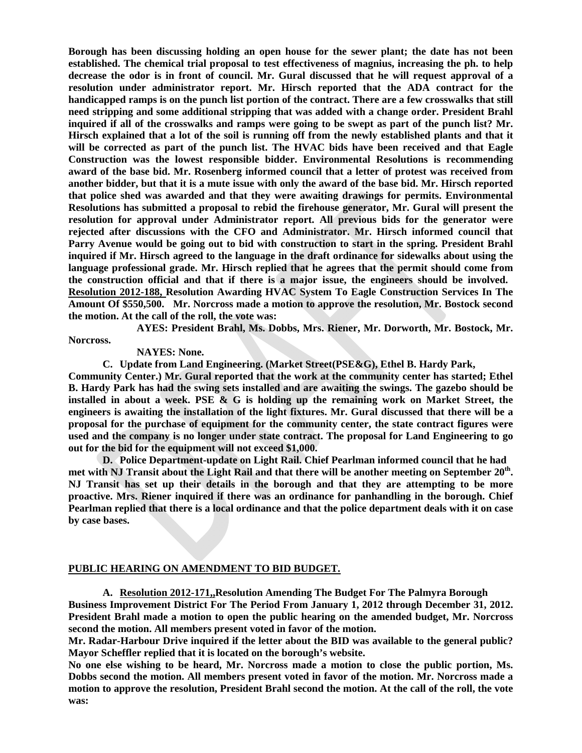**Borough has been discussing holding an open house for the sewer plant; the date has not been established. The chemical trial proposal to test effectiveness of magnius, increasing the ph. to help decrease the odor is in front of council. Mr. Gural discussed that he will request approval of a resolution under administrator report. Mr. Hirsch reported that the ADA contract for the handicapped ramps is on the punch list portion of the contract. There are a few crosswalks that still need stripping and some additional stripping that was added with a change order. President Brahl inquired if all of the crosswalks and ramps were going to be swept as part of the punch list? Mr. Hirsch explained that a lot of the soil is running off from the newly established plants and that it will be corrected as part of the punch list. The HVAC bids have been received and that Eagle Construction was the lowest responsible bidder. Environmental Resolutions is recommending award of the base bid. Mr. Rosenberg informed council that a letter of protest was received from another bidder, but that it is a mute issue with only the award of the base bid. Mr. Hirsch reported that police shed was awarded and that they were awaiting drawings for permits. Environmental Resolutions has submitted a proposal to rebid the firehouse generator, Mr. Gural will present the resolution for approval under Administrator report. All previous bids for the generator were rejected after discussions with the CFO and Administrator. Mr. Hirsch informed council that Parry Avenue would be going out to bid with construction to start in the spring. President Brahl inquired if Mr. Hirsch agreed to the language in the draft ordinance for sidewalks about using the language professional grade. Mr. Hirsch replied that he agrees that the permit should come from the construction official and that if there is a major issue, the engineers should be involved.**
**<u>Resolution 2012-188,</u> Resolution Awarding HVAC System To Eagle Construction Services In The Amount Of $550,500. Mr. Norcross made a motion to approve the resolution, Mr. Bostock second the motion. At the call of the roll, the vote was:**

**AYES: President Brahl, Ms. Dobbs, Mrs. Riener, Mr. Dorworth, Mr. Bostock, Mr. Norcross.**

**NAYES: None.**

**C. Update from Land Engineering. (Market Street(PSE&G), Ethel B. Hardy Park, Community Center.) Mr. Gural reported that the work at the community center has started; Ethel B. Hardy Park has had the swing sets installed and are awaiting the swings. The gazebo should be installed in about a week. PSE & G is holding up the remaining work on Market Street, the engineers is awaiting the installation of the light fixtures. Mr. Gural discussed that there will be a proposal for the purchase of equipment for the community center, the state contract figures were used and the company is no longer under state contract. The proposal for Land Engineering to go out for the bid for the equipment will not exceed $1,000.**

**D. Police Department-update on Light Rail. Chief Pearlman informed council that he had met with NJ Transit about the Light Rail and that there will be another meeting on September 20th. NJ Transit has set up their details in the borough and that they are attempting to be more proactive. Mrs. Riener inquired if there was an ordinance for panhandling in the borough. Chief Pearlman replied that there is a local ordinance and that the police department deals with it on case by case bases.**

## <u>PUBLIC HEARING ON AMENDMENT TO BID BUDGET.</u>

**A. <u>Resolution 2012-171,,</u>Resolution Amending The Budget For The Palmyra Borough Business Improvement District For The Period From January 1, 2012 through December 31, 2012. President Brahl made a motion to open the public hearing on the amended budget, Mr. Norcross second the motion. All members present voted in favor of the motion.**

**Mr. Radar-Harbour Drive inquired if the letter about the BID was available to the general public? Mayor Scheffler replied that it is located on the borough's website.**

**No one else wishing to be heard, Mr. Norcross made a motion to close the public portion, Ms. Dobbs second the motion. All members present voted in favor of the motion. Mr. Norcross made a motion to approve the resolution, President Brahl second the motion. At the call of the roll, the vote was:**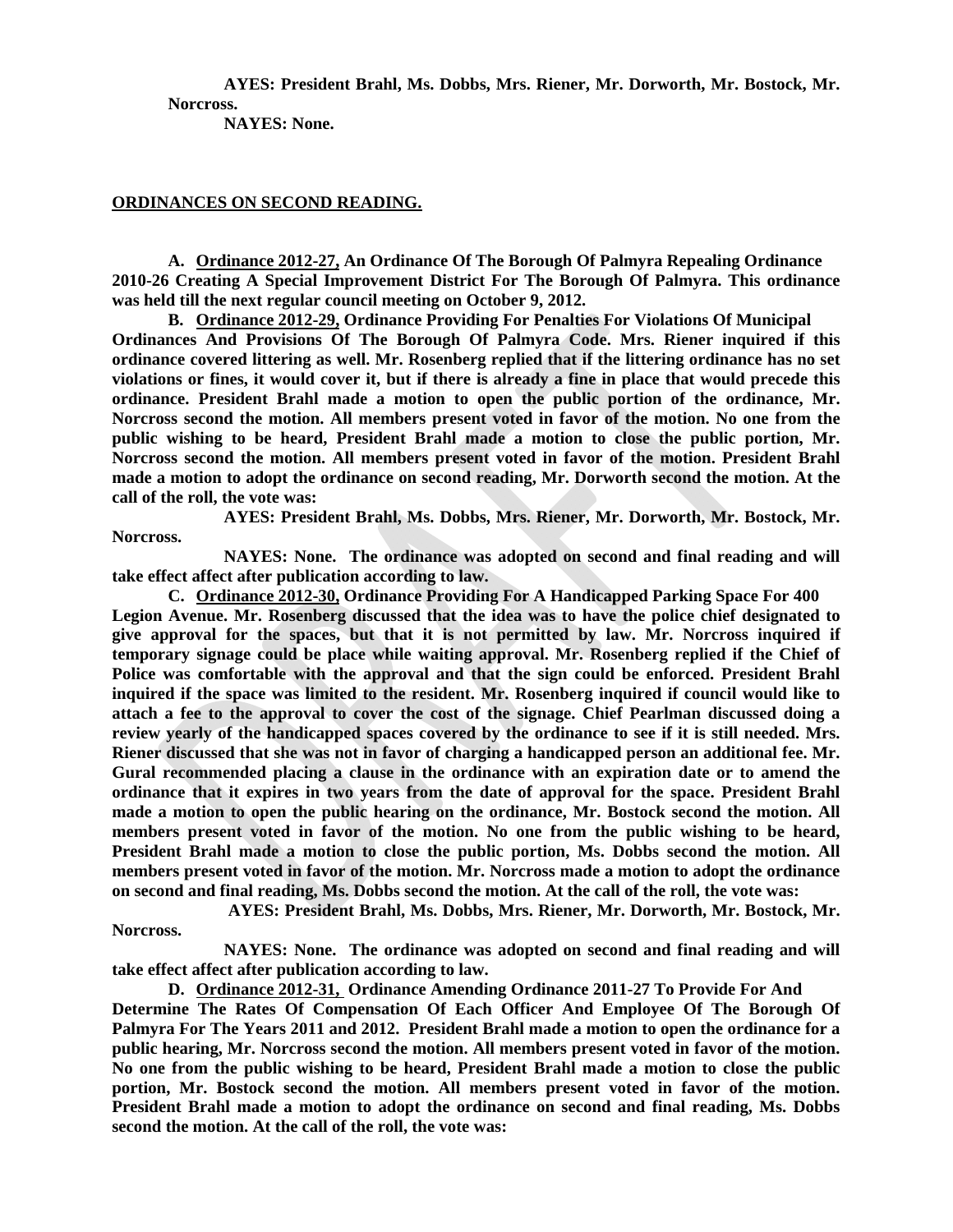**AYES: President Brahl, Ms. Dobbs, Mrs. Riener, Mr. Dorworth, Mr. Bostock, Mr. Norcross.**

**NAYES: None.**

## ORDINANCES ON SECOND READING.

**A. Ordinance 2012-27, An Ordinance Of The Borough Of Palmyra Repealing Ordinance 2010-26 Creating A Special Improvement District For The Borough Of Palmyra. This ordinance was held till the next regular council meeting on October 9, 2012.**

**B. Ordinance 2012-29, Ordinance Providing For Penalties For Violations Of Municipal Ordinances And Provisions Of The Borough Of Palmyra Code. Mrs. Riener inquired if this ordinance covered littering as well. Mr. Rosenberg replied that if the littering ordinance has no set violations or fines, it would cover it, but if there is already a fine in place that would precede this ordinance. President Brahl made a motion to open the public portion of the ordinance, Mr. Norcross second the motion. All members present voted in favor of the motion. No one from the public wishing to be heard, President Brahl made a motion to close the public portion, Mr. Norcross second the motion. All members present voted in favor of the motion. President Brahl made a motion to adopt the ordinance on second reading, Mr. Dorworth second the motion. At the call of the roll, the vote was:**

**AYES: President Brahl, Ms. Dobbs, Mrs. Riener, Mr. Dorworth, Mr. Bostock, Mr. Norcross.**

**NAYES: None. The ordinance was adopted on second and final reading and will take effect affect after publication according to law.**

**C. Ordinance 2012-30, Ordinance Providing For A Handicapped Parking Space For 400 Legion Avenue. Mr. Rosenberg discussed that the idea was to have the police chief designated to give approval for the spaces, but that it is not permitted by law. Mr. Norcross inquired if temporary signage could be place while waiting approval. Mr. Rosenberg replied if the Chief of Police was comfortable with the approval and that the sign could be enforced. President Brahl inquired if the space was limited to the resident. Mr. Rosenberg inquired if council would like to attach a fee to the approval to cover the cost of the signage. Chief Pearlman discussed doing a review yearly of the handicapped spaces covered by the ordinance to see if it is still needed. Mrs. Riener discussed that she was not in favor of charging a handicapped person an additional fee. Mr. Gural recommended placing a clause in the ordinance with an expiration date or to amend the ordinance that it expires in two years from the date of approval for the space. President Brahl made a motion to open the public hearing on the ordinance, Mr. Bostock second the motion. All members present voted in favor of the motion. No one from the public wishing to be heard, President Brahl made a motion to close the public portion, Ms. Dobbs second the motion. All members present voted in favor of the motion. Mr. Norcross made a motion to adopt the ordinance on second and final reading, Ms. Dobbs second the motion. At the call of the roll, the vote was:**

**AYES: President Brahl, Ms. Dobbs, Mrs. Riener, Mr. Dorworth, Mr. Bostock, Mr. Norcross.**

**NAYES: None. The ordinance was adopted on second and final reading and will take effect affect after publication according to law.**

**D. Ordinance 2012-31, Ordinance Amending Ordinance 2011-27 To Provide For And Determine The Rates Of Compensation Of Each Officer And Employee Of The Borough Of Palmyra For The Years 2011 and 2012. President Brahl made a motion to open the ordinance for a public hearing, Mr. Norcross second the motion. All members present voted in favor of the motion. No one from the public wishing to be heard, President Brahl made a motion to close the public portion, Mr. Bostock second the motion. All members present voted in favor of the motion. President Brahl made a motion to adopt the ordinance on second and final reading, Ms. Dobbs second the motion. At the call of the roll, the vote was:**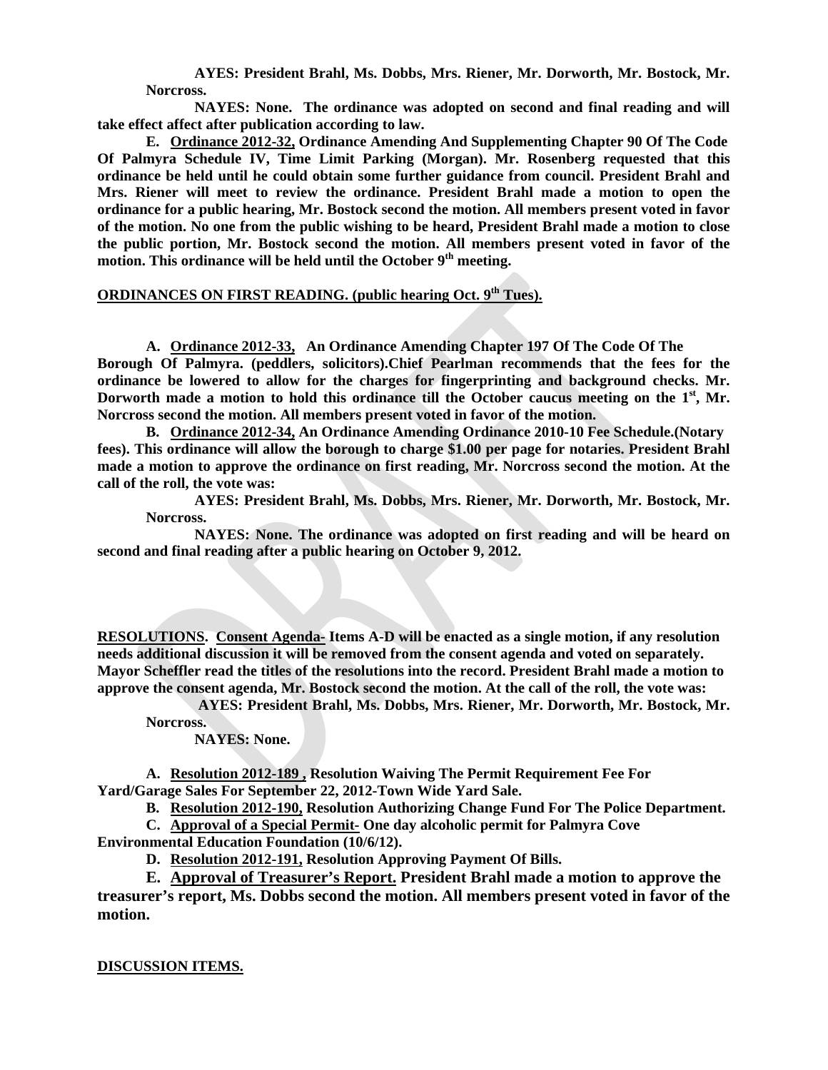**AYES: President Brahl, Ms. Dobbs, Mrs. Riener, Mr. Dorworth, Mr. Bostock, Mr. Norcross.**

**NAYES: None. The ordinance was adopted on second and final reading and will take effect affect after publication according to law.**

**E. <u>Ordinance 2012-32,</u> Ordinance Amending And Supplementing Chapter 90 Of The Code Of Palmyra Schedule IV, Time Limit Parking (Morgan). Mr. Rosenberg requested that this ordinance be held until he could obtain some further guidance from council. President Brahl and Mrs. Riener will meet to review the ordinance. President Brahl made a motion to open the ordinance for a public hearing, Mr. Bostock second the motion. All members present voted in favor of the motion. No one from the public wishing to be heard, President Brahl made a motion to close the public portion, Mr. Bostock second the motion. All members present voted in favor of the motion. This ordinance will be held until the October 9th meeting.**

**<u>ORDINANCES ON FIRST READING. (public hearing Oct. 9th Tues).</u>**

**A. <u>Ordinance 2012-33,</u> An Ordinance Amending Chapter 197 Of The Code Of The Borough Of Palmyra. (peddlers, solicitors).Chief Pearlman recommends that the fees for the ordinance be lowered to allow for the charges for fingerprinting and background checks. Mr. Dorworth made a motion to hold this ordinance till the October caucus meeting on the 1st, Mr. Norcross second the motion. All members present voted in favor of the motion.**

**B. <u>Ordinance 2012-34,</u> An Ordinance Amending Ordinance 2010-10 Fee Schedule.(Notary fees). This ordinance will allow the borough to charge $1.00 per page for notaries. President Brahl made a motion to approve the ordinance on first reading, Mr. Norcross second the motion. At the call of the roll, the vote was:**

**AYES: President Brahl, Ms. Dobbs, Mrs. Riener, Mr. Dorworth, Mr. Bostock, Mr. Norcross.**

**NAYES: None. The ordinance was adopted on first reading and will be heard on second and final reading after a public hearing on October 9, 2012.**

**<u>RESOLUTIONS</u>. <u>Consent Agenda-</u> Items A-D will be enacted as a single motion, if any resolution needs additional discussion it will be removed from the consent agenda and voted on separately. Mayor Scheffler read the titles of the resolutions into the record. President Brahl made a motion to approve the consent agenda, Mr. Bostock second the motion. At the call of the roll, the vote was:**

**AYES: President Brahl, Ms. Dobbs, Mrs. Riener, Mr. Dorworth, Mr. Bostock, Mr. Norcross.**

**NAYES: None.**

**A. <u>Resolution 2012-189 ,</u> Resolution Waiving The Permit Requirement Fee For Yard/Garage Sales For September 22, 2012-Town Wide Yard Sale.**

**B. <u>Resolution 2012-190,</u> Resolution Authorizing Change Fund For The Police Department.**

**C. <u>Approval of a Special Permit-</u> One day alcoholic permit for Palmyra Cove Environmental Education Foundation (10/6/12).**

**D. <u>Resolution 2012-191,</u> Resolution Approving Payment Of Bills.**

**E. <u>Approval of Treasurer's Report.</u> President Brahl made a motion to approve the treasurer's report, Ms. Dobbs second the motion. All members present voted in favor of the motion.**

**<u>DISCUSSION ITEMS.</u>**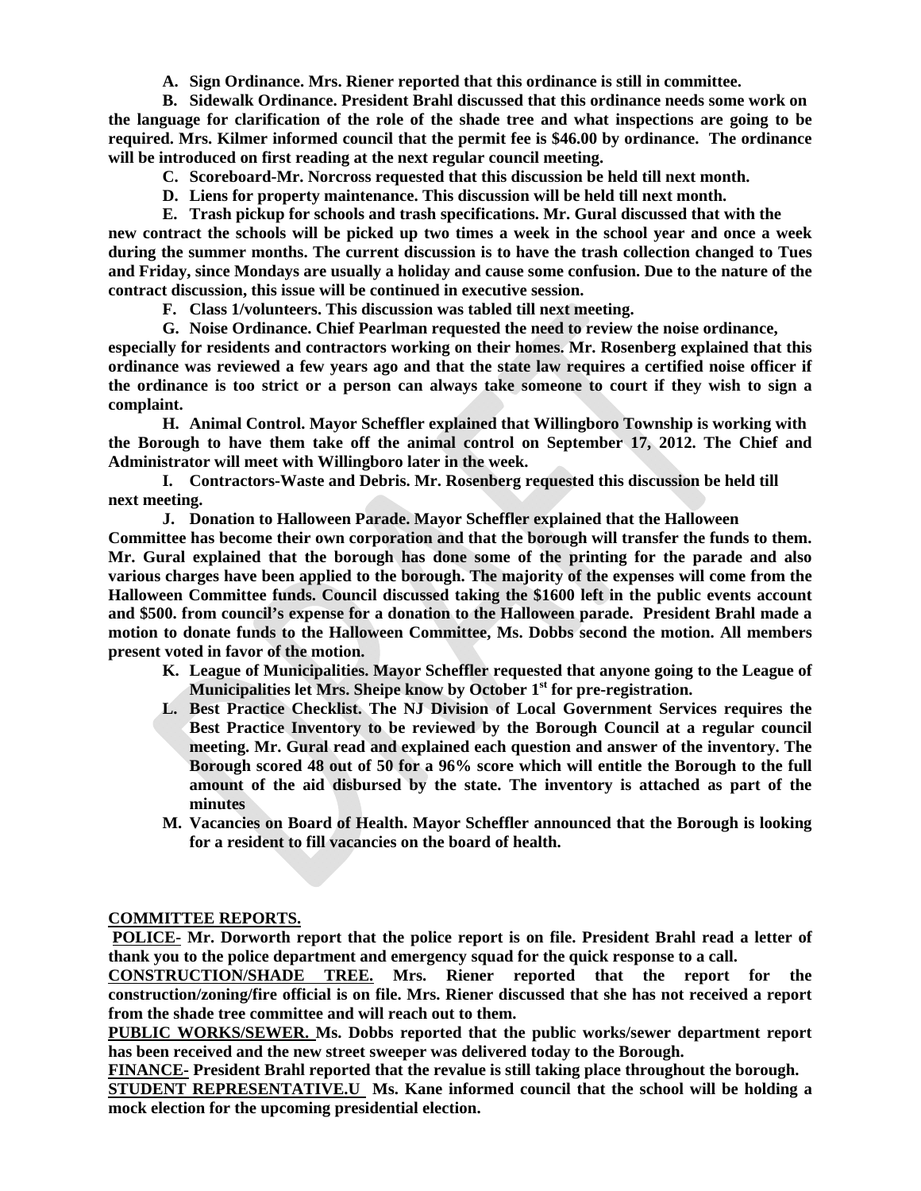**A. Sign Ordinance. Mrs. Riener reported that this ordinance is still in committee.**

**B. Sidewalk Ordinance. President Brahl discussed that this ordinance needs some work on the language for clarification of the role of the shade tree and what inspections are going to be required. Mrs. Kilmer informed council that the permit fee is $46.00 by ordinance. The ordinance will be introduced on first reading at the next regular council meeting.**

**C. Scoreboard-Mr. Norcross requested that this discussion be held till next month.**

**D. Liens for property maintenance. This discussion will be held till next month.**

**E. Trash pickup for schools and trash specifications. Mr. Gural discussed that with the new contract the schools will be picked up two times a week in the school year and once a week during the summer months. The current discussion is to have the trash collection changed to Tues and Friday, since Mondays are usually a holiday and cause some confusion. Due to the nature of the contract discussion, this issue will be continued in executive session.**

**F. Class 1/volunteers. This discussion was tabled till next meeting.**

**G. Noise Ordinance. Chief Pearlman requested the need to review the noise ordinance, especially for residents and contractors working on their homes. Mr. Rosenberg explained that this ordinance was reviewed a few years ago and that the state law requires a certified noise officer if the ordinance is too strict or a person can always take someone to court if they wish to sign a complaint.**

**H. Animal Control. Mayor Scheffler explained that Willingboro Township is working with the Borough to have them take off the animal control on September 17, 2012. The Chief and Administrator will meet with Willingboro later in the week.**

**I. Contractors-Waste and Debris. Mr. Rosenberg requested this discussion be held till next meeting.**

**J. Donation to Halloween Parade. Mayor Scheffler explained that the Halloween Committee has become their own corporation and that the borough will transfer the funds to them. Mr. Gural explained that the borough has done some of the printing for the parade and also various charges have been applied to the borough. The majority of the expenses will come from the Halloween Committee funds. Council discussed taking the $1600 left in the public events account and $500. from council's expense for a donation to the Halloween parade. President Brahl made a motion to donate funds to the Halloween Committee, Ms. Dobbs second the motion. All members present voted in favor of the motion.**

**K. League of Municipalities. Mayor Scheffler requested that anyone going to the League of Municipalities let Mrs. Sheipe know by October 1st for pre-registration.**

**L. Best Practice Checklist. The NJ Division of Local Government Services requires the Best Practice Inventory to be reviewed by the Borough Council at a regular council meeting. Mr. Gural read and explained each question and answer of the inventory. The Borough scored 48 out of 50 for a 96% score which will entitle the Borough to the full amount of the aid disbursed by the state. The inventory is attached as part of the minutes**

**M. Vacancies on Board of Health. Mayor Scheffler announced that the Borough is looking for a resident to fill vacancies on the board of health.**

**COMMITTEE REPORTS.**

**POLICE- Mr. Dorworth report that the police report is on file. President Brahl read a letter of thank you to the police department and emergency squad for the quick response to a call.**

**CONSTRUCTION/SHADE TREE. Mrs. Riener reported that the report for the construction/zoning/fire official is on file. Mrs. Riener discussed that she has not received a report from the shade tree committee and will reach out to them.**

**PUBLIC WORKS/SEWER. Ms. Dobbs reported that the public works/sewer department report has been received and the new street sweeper was delivered today to the Borough.**

**FINANCE- President Brahl reported that the revalue is still taking place throughout the borough.**

**STUDENT REPRESENTATIVE.U Ms. Kane informed council that the school will be holding a mock election for the upcoming presidential election.**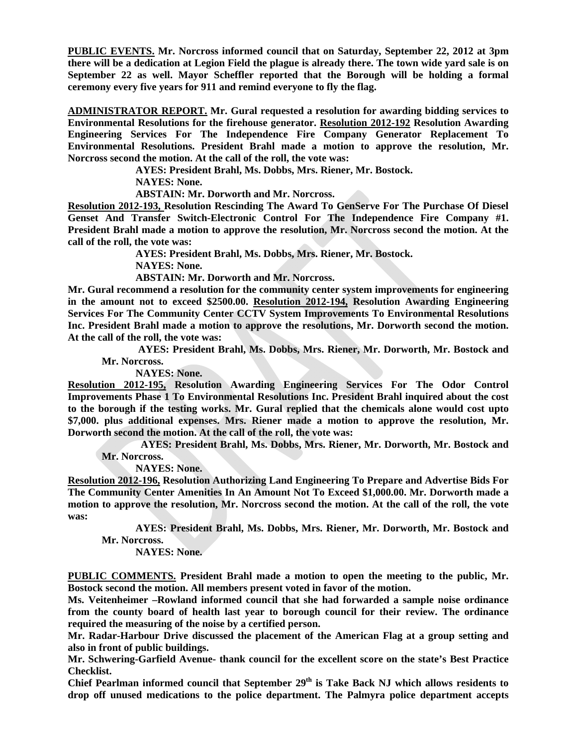**PUBLIC EVENTS.** **Mr. Norcross informed council that on Saturday, September 22, 2012 at 3pm there will be a dedication at Legion Field the plague is already there. The town wide yard sale is on September 22 as well. Mayor Scheffler reported that the Borough will be holding a formal ceremony every five years for 911 and remind everyone to fly the flag.**

**ADMINISTRATOR REPORT.** **Mr. Gural requested a resolution for awarding bidding services to Environmental Resolutions for the firehouse generator. Resolution 2012-192 Resolution Awarding Engineering Services For The Independence Fire Company Generator Replacement To Environmental Resolutions. President Brahl made a motion to approve the resolution, Mr. Norcross second the motion. At the call of the roll, the vote was:**

**AYES: President Brahl, Ms. Dobbs, Mrs. Riener, Mr. Bostock.**
**NAYES: None.**
**ABSTAIN: Mr. Dorworth and Mr. Norcross.**

**Resolution 2012-193, Resolution Rescinding The Award To GenServe For The Purchase Of Diesel Genset And Transfer Switch-Electronic Control For The Independence Fire Company #1. President Brahl made a motion to approve the resolution, Mr. Norcross second the motion. At the call of the roll, the vote was:**

**AYES: President Brahl, Ms. Dobbs, Mrs. Riener, Mr. Bostock.**
**NAYES: None.**
**ABSTAIN: Mr. Dorworth and Mr. Norcross.**

**Mr. Gural recommend a resolution for the community center system improvements for engineering in the amount not to exceed $2500.00. Resolution 2012-194, Resolution Awarding Engineering Services For The Community Center CCTV System Improvements To Environmental Resolutions Inc. President Brahl made a motion to approve the resolutions, Mr. Dorworth second the motion. At the call of the roll, the vote was:**

**AYES: President Brahl, Ms. Dobbs, Mrs. Riener, Mr. Dorworth, Mr. Bostock and Mr. Norcross.**
**NAYES: None.**

**Resolution 2012-195, Resolution Awarding Engineering Services For The Odor Control Improvements Phase 1 To Environmental Resolutions Inc. President Brahl inquired about the cost to the borough if the testing works. Mr. Gural replied that the chemicals alone would cost upto $7,000. plus additional expenses. Mrs. Riener made a motion to approve the resolution, Mr. Dorworth second the motion. At the call of the roll, the vote was:**

**AYES: President Brahl, Ms. Dobbs, Mrs. Riener, Mr. Dorworth, Mr. Bostock and Mr. Norcross.**
**NAYES: None.**

**Resolution 2012-196, Resolution Authorizing Land Engineering To Prepare and Advertise Bids For The Community Center Amenities In An Amount Not To Exceed $1,000.00. Mr. Dorworth made a motion to approve the resolution, Mr. Norcross second the motion. At the call of the roll, the vote was:**

**AYES: President Brahl, Ms. Dobbs, Mrs. Riener, Mr. Dorworth, Mr. Bostock and Mr. Norcross.**
**NAYES: None.**

**PUBLIC COMMENTS.** **President Brahl made a motion to open the meeting to the public, Mr. Bostock second the motion. All members present voted in favor of the motion.**

**Ms. Veitenheimer –Rowland informed council that she had forwarded a sample noise ordinance from the county board of health last year to borough council for their review. The ordinance required the measuring of the noise by a certified person.**

**Mr. Radar-Harbour Drive discussed the placement of the American Flag at a group setting and also in front of public buildings.**

**Mr. Schwering-Garfield Avenue- thank council for the excellent score on the state's Best Practice Checklist.**

**Chief Pearlman informed council that September 29th is Take Back NJ which allows residents to drop off unused medications to the police department. The Palmyra police department accepts**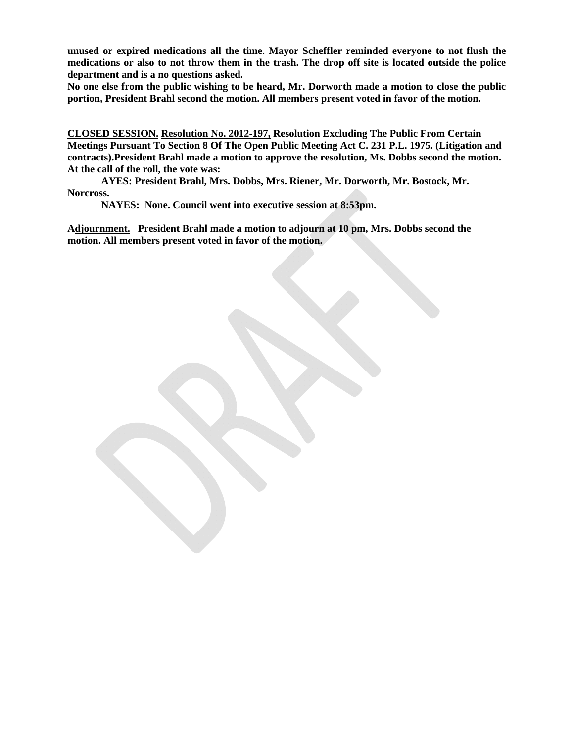**unused or expired medications all the time. Mayor Scheffler reminded everyone to not flush the medications or also to not throw them in the trash. The drop off site is located outside the police department and is a no questions asked.**

**No one else from the public wishing to be heard, Mr. Dorworth made a motion to close the public portion, President Brahl second the motion. All members present voted in favor of the motion.**

**<u>CLOSED SESSION.</u> <u>Resolution No. 2012-197,</u> Resolution Excluding The Public From Certain Meetings Pursuant To Section 8 Of The Open Public Meeting Act C. 231 P.L. 1975. (Litigation and contracts).President Brahl made a motion to approve the resolution, Ms. Dobbs second the motion. At the call of the roll, the vote was:**

**AYES: President Brahl, Mrs. Dobbs, Mrs. Riener, Mr. Dorworth, Mr. Bostock, Mr. Norcross.**

**NAYES: None. Council went into executive session at 8:53pm.**

**A<u>djournment.</u> President Brahl made a motion to adjourn at 10 pm, Mrs. Dobbs second the motion. All members present voted in favor of the motion.**